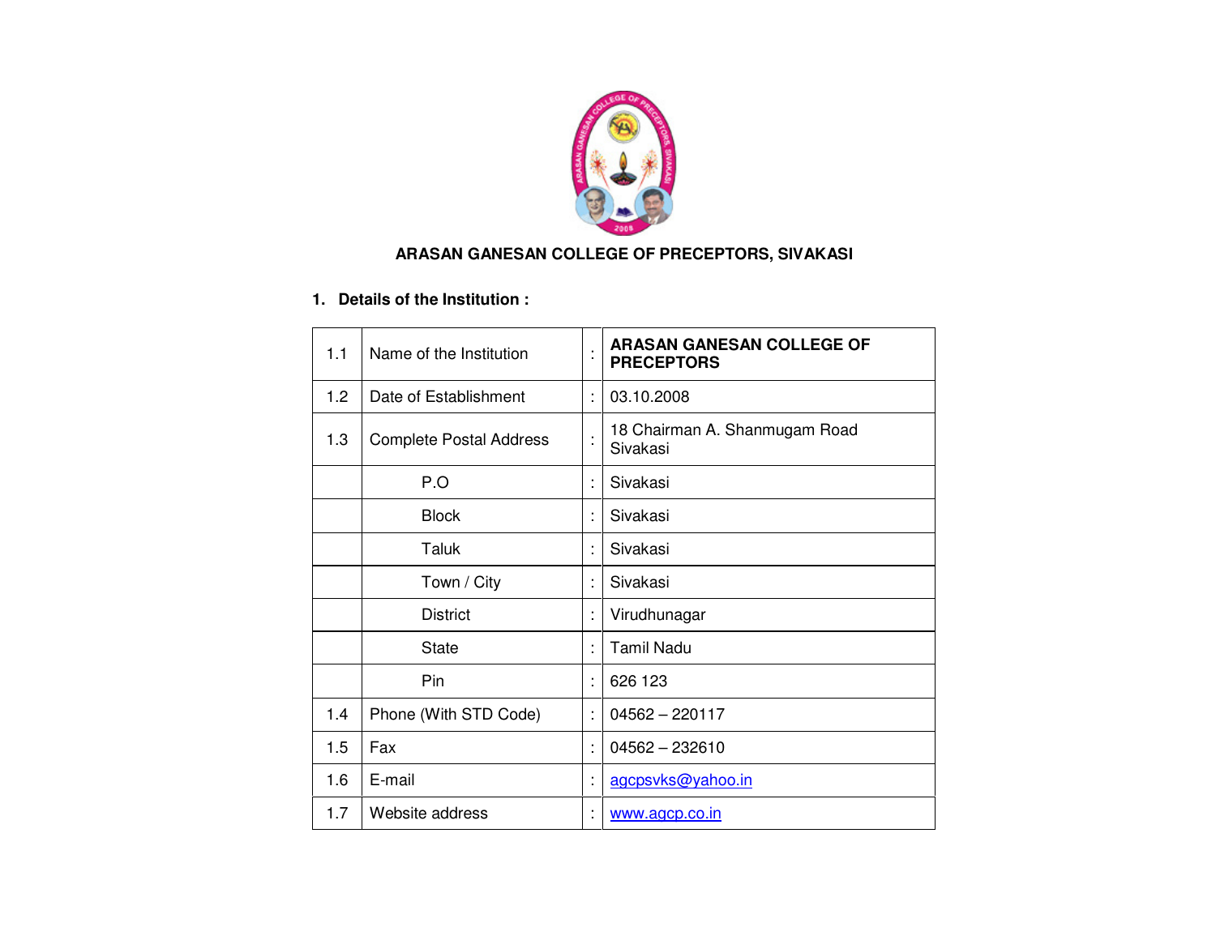# ARASAN GANESAN COLLEGE OF PRECEPTORS, SIVAKASI

## 1. Details of the Institution :

| | | | |
|---|---|---|---|
| 1.1 | Name of the Institution | : | **ARASAN GANESAN COLLEGE OF PRECEPTORS** |
| 1.2 | Date of Establishment | : | 03.10.2008 |
| 1.3 | Complete Postal Address | : | 18 Chairman A. Shanmugam Road Sivakasi |
| | P.O | : | Sivakasi |
| | Block | : | Sivakasi |
| | Taluk | : | Sivakasi |
| | Town / City | : | Sivakasi |
| | District | : | Virudhunagar |
| | State | : | Tamil Nadu |
| | Pin | : | 626 123 |
| 1.4 | Phone (With STD Code) | : | 04562 – 220117 |
| 1.5 | Fax | : | 04562 – 232610 |
| 1.6 | E-mail | : | agcpsvks@yahoo.in |
| 1.7 | Website address | : | www.agcp.co.in |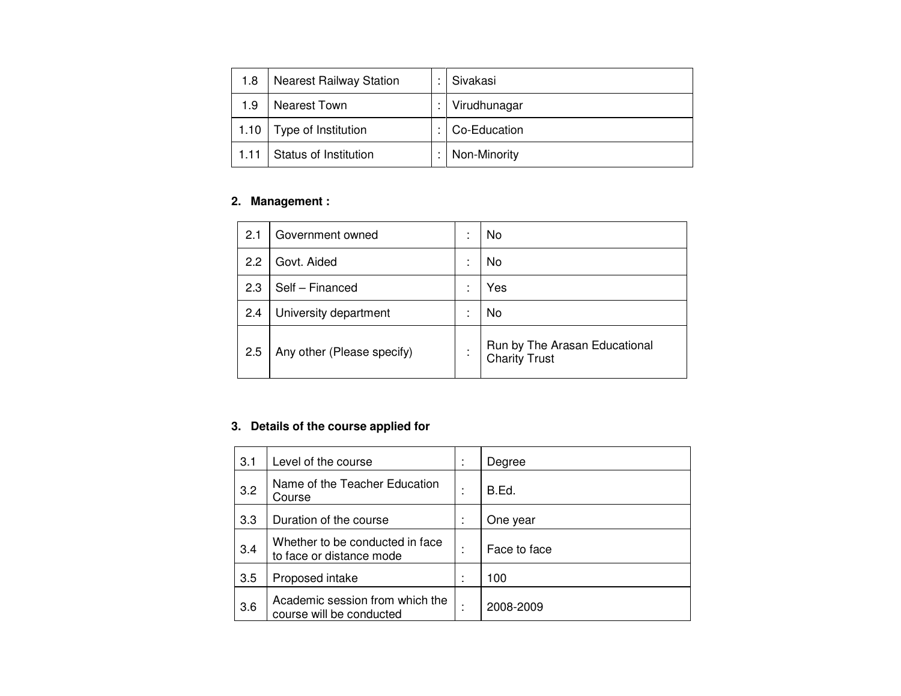| 1.8 | Nearest Railway Station | : | Sivakasi |
|---|---|---|---|
| 1.9 | Nearest Town | : | Virudhunagar |
| 1.10 | Type of Institution | : | Co-Education |
| 1.11 | Status of Institution | : | Non-Minority |

## 2. Management :

| 2.1 | Government owned | : | No |
|---|---|---|---|
| 2.2 | Govt. Aided | : | No |
| 2.3 | Self – Financed | : | Yes |
| 2.4 | University department | : | No |
| 2.5 | Any other (Please specify) | : | Run by The Arasan Educational Charity Trust |

## 3. Details of the course applied for

| 3.1 | Level of the course | : | Degree |
|---|---|---|---|
| 3.2 | Name of the Teacher Education Course | : | B.Ed. |
| 3.3 | Duration of the course | : | One year |
| 3.4 | Whether to be conducted in face to face or distance mode | : | Face to face |
| 3.5 | Proposed intake | : | 100 |
| 3.6 | Academic session from which the course will be conducted | : | 2008-2009 |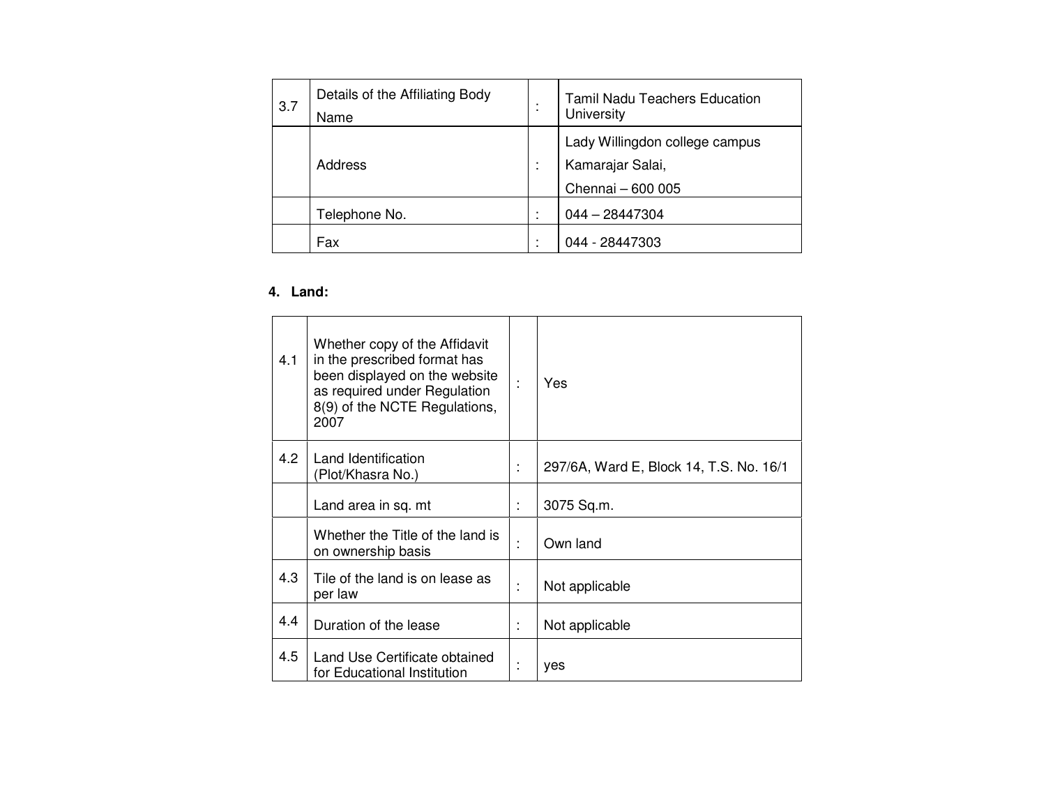| 3.7 | Details of the Affiliating Body<br>Name | : | Tamil Nadu Teachers Education University |
|---|---|---|---|
| | Address | : | Lady Willingdon college campus<br>Kamarajar Salai,<br>Chennai – 600 005 |
| | Telephone No. | : | 044 – 28447304 |
| | Fax | : | 044 - 28447303 |

**4. Land:**

| 4.1 | Whether copy of the Affidavit in the prescribed format has been displayed on the website as required under Regulation 8(9) of the NCTE Regulations, 2007 | : | Yes |
|---|---|---|---|
| 4.2 | Land Identification (Plot/Khasra No.) | : | 297/6A, Ward E, Block 14, T.S. No. 16/1 |
| | Land area in sq. mt | : | 3075 Sq.m. |
| | Whether the Title of the land is on ownership basis | : | Own land |
| 4.3 | Tile of the land is on lease as per law | : | Not applicable |
| 4.4 | Duration of the lease | : | Not applicable |
| 4.5 | Land Use Certificate obtained for Educational Institution | : | yes |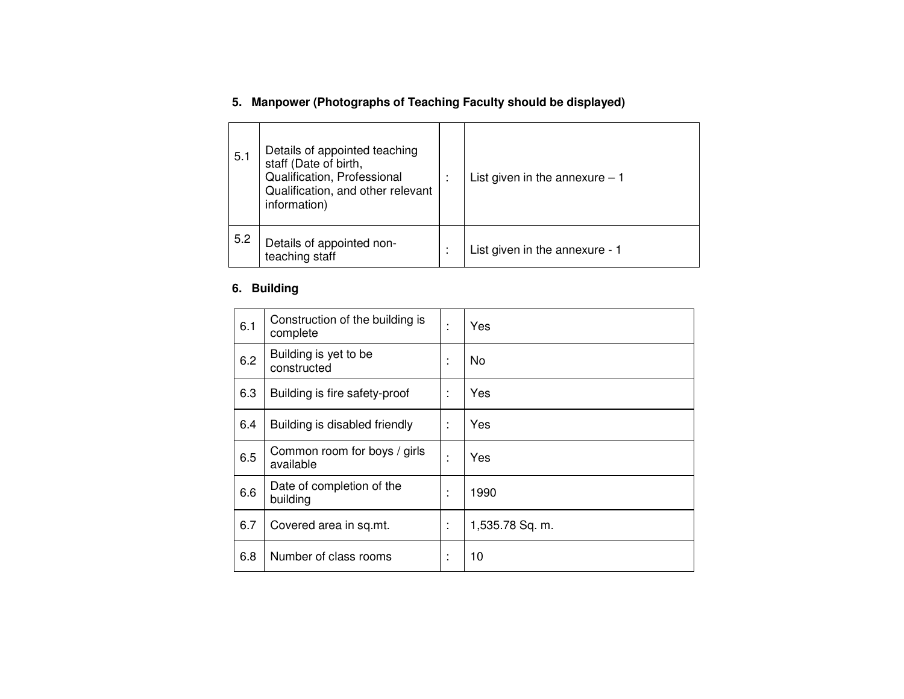## 5. Manpower (Photographs of Teaching Faculty should be displayed)

| | | | |
|---|---|---|---|
| 5.1 | Details of appointed teaching staff (Date of birth, Qualification, Professional Qualification, and other relevant information) | : | List given in the annexure – 1 |
| 5.2 | Details of appointed non-teaching staff | : | List given in the annexure - 1 |

## 6. Building

| | | | |
|---|---|---|---|
| 6.1 | Construction of the building is complete | : | Yes |
| 6.2 | Building is yet to be constructed | : | No |
| 6.3 | Building is fire safety-proof | : | Yes |
| 6.4 | Building is disabled friendly | : | Yes |
| 6.5 | Common room for boys / girls available | : | Yes |
| 6.6 | Date of completion of the building | : | 1990 |
| 6.7 | Covered area in sq.mt. | : | 1,535.78 Sq. m. |
| 6.8 | Number of class rooms | : | 10 |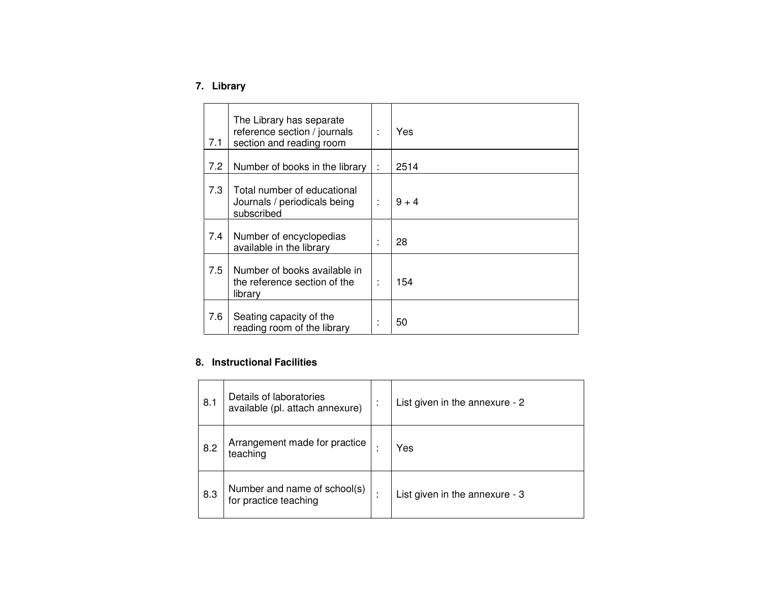## 7. Library

| | | | |
|---|---|---|---|
| 7.1 | The Library has separate reference section / journals section and reading room | : | Yes |
| 7.2 | Number of books in the library | : | 2514 |
| 7.3 | Total number of educational Journals / periodicals being subscribed | : | 9 + 4 |
| 7.4 | Number of encyclopedias available in the library | : | 28 |
| 7.5 | Number of books available in the reference section of the library | : | 154 |
| 7.6 | Seating capacity of the reading room of the library | : | 50 |

## 8. Instructional Facilities

| | | | |
|---|---|---|---|
| 8.1 | Details of laboratories available (pl. attach annexure) | : | List given in the annexure - 2 |
| 8.2 | Arrangement made for practice teaching | : | Yes |
| 8.3 | Number and name of school(s) for practice teaching | : | List given in the annexure - 3 |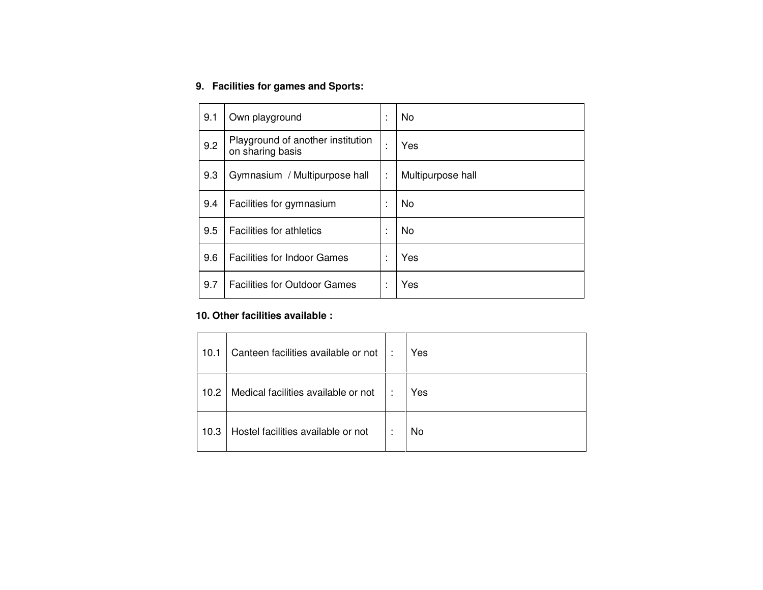**9. Facilities for games and Sports:**

| | | | |
|---|---|---|---|
| 9.1 | Own playground | : | No |
| 9.2 | Playground of another institution on sharing basis | : | Yes |
| 9.3 | Gymnasium / Multipurpose hall | : | Multipurpose hall |
| 9.4 | Facilities for gymnasium | : | No |
| 9.5 | Facilities for athletics | : | No |
| 9.6 | Facilities for Indoor Games | : | Yes |
| 9.7 | Facilities for Outdoor Games | : | Yes |

**10. Other facilities available :**

| | | | |
|---|---|---|---|
| 10.1 | Canteen facilities available or not | : | Yes |
| 10.2 | Medical facilities available or not | : | Yes |
| 10.3 | Hostel facilities available or not | : | No |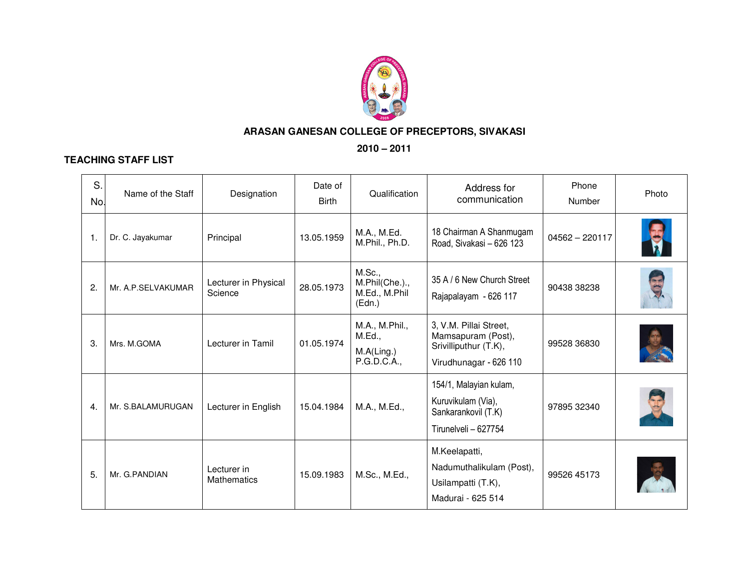# ARASAN GANESAN COLLEGE OF PRECEPTORS, SIVAKASI

**2010 – 2011**

**TEACHING STAFF LIST**

| S. No. | Name of the Staff | Designation | Date of Birth | Qualification | Address for communication | Phone Number | Photo |
|---|---|---|---|---|---|---|---|
| 1. | Dr. C. Jayakumar | Principal | 13.05.1959 | M.A., M.Ed. M.Phil., Ph.D. | 18 Chairman A Shanmugam Road, Sivakasi – 626 123 | 04562 – 220117 | |
| 2. | Mr. A.P.SELVAKUMAR | Lecturer in Physical Science | 28.05.1973 | M.Sc., M.Phil(Che.)., M.Ed., M.Phil (Edn.) | 35 A / 6 New Church Street Rajapalayam - 626 117 | 90438 38238 | |
| 3. | Mrs. M.GOMA | Lecturer in Tamil | 01.05.1974 | M.A., M.Phil., M.Ed., M.A(Ling.) P.G.D.C.A., | 3, V.M. Pillai Street, Mamsapuram (Post), Srivilliputhur (T.K), Virudhunagar - 626 110 | 99528 36830 | |
| 4. | Mr. S.BALAMURUGAN | Lecturer in English | 15.04.1984 | M.A., M.Ed., | 154/1, Malayian kulam, Kuruvikulam (Via), Sankarankovil (T.K) Tirunelveli – 627754 | 97895 32340 | |
| 5. | Mr. G.PANDIAN | Lecturer in Mathematics | 15.09.1983 | M.Sc., M.Ed., | M.Keelapatti, Nadumuthalikulam (Post), Usilampatti (T.K), Madurai - 625 514 | 99526 45173 | |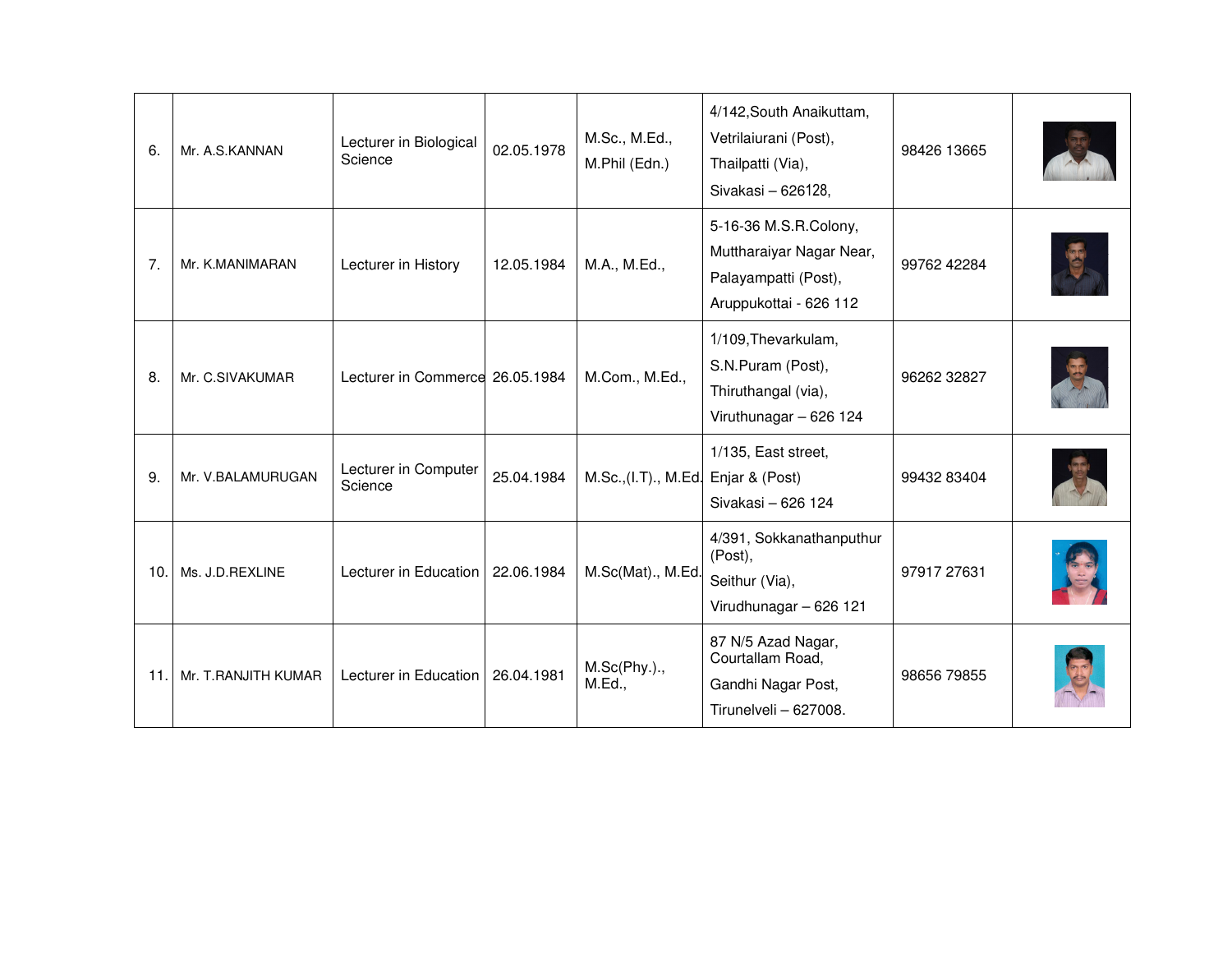| 6. | Mr. A.S.KANNAN | Lecturer in Biological Science | 02.05.1978 | M.Sc., M.Ed., M.Phil (Edn.) | 4/142,South Anaikuttam, Vetrilaiurani (Post), Thailpatti (Via), Sivakasi – 626128, | 98426 13665 | |
|---|---|---|---|---|---|---|---|
| 7. | Mr. K.MANIMARAN | Lecturer in History | 12.05.1984 | M.A., M.Ed., | 5-16-36 M.S.R.Colony, Muttharaiyar Nagar Near, Palayampatti (Post), Aruppukottai - 626 112 | 99762 42284 | |
| 8. | Mr. C.SIVAKUMAR | Lecturer in Commerce | 26.05.1984 | M.Com., M.Ed., | 1/109,Thevarkulam, S.N.Puram (Post), Thiruthangal (via), Viruthunagar – 626 124 | 96262 32827 | |
| 9. | Mr. V.BALAMURUGAN | Lecturer in Computer Science | 25.04.1984 | M.Sc.,(I.T)., M.Ed. | 1/135, East street, Enjar & (Post) Sivakasi – 626 124 | 99432 83404 | |
| 10. | Ms. J.D.REXLINE | Lecturer in Education | 22.06.1984 | M.Sc(Mat)., M.Ed. | 4/391, Sokkanathanputhur (Post), Seithur (Via), Virudhunagar – 626 121 | 97917 27631 | |
| 11. | Mr. T.RANJITH KUMAR | Lecturer in Education | 26.04.1981 | M.Sc(Phy.)., M.Ed., | 87 N/5 Azad Nagar, Courtallam Road, Gandhi Nagar Post, Tirunelveli – 627008. | 98656 79855 | |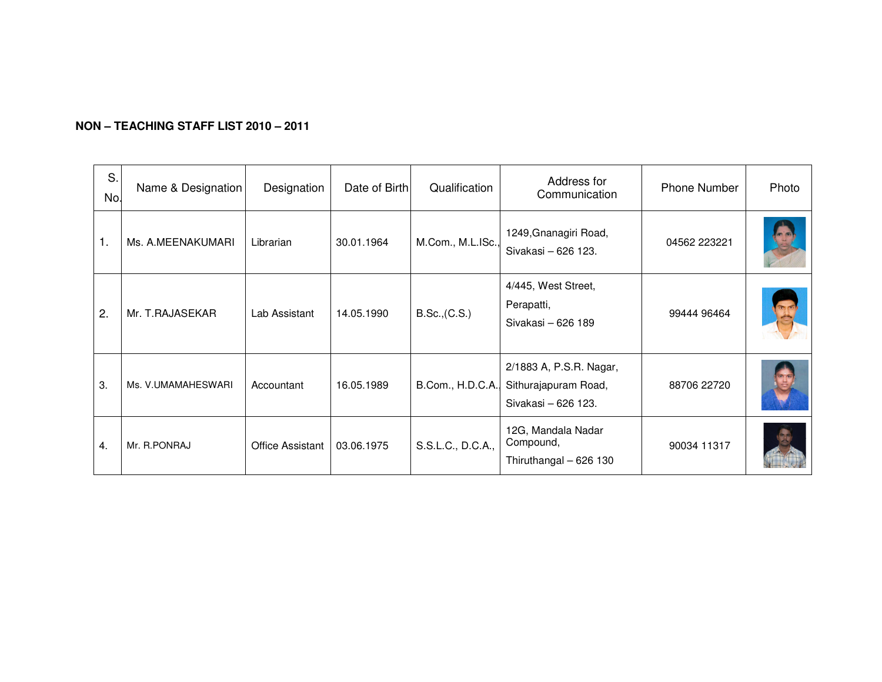**NON – TEACHING STAFF LIST 2010 – 2011**

| S. No. | Name & Designation | Designation | Date of Birth | Qualification | Address for Communication | Phone Number | Photo |
|---|---|---|---|---|---|---|---|
| 1. | Ms. A.MEENAKUMARI | Librarian | 30.01.1964 | M.Com., M.L.ISc., | 1249,Gnanagiri Road, Sivakasi – 626 123. | 04562 223221 | |
| 2. | Mr. T.RAJASEKAR | Lab Assistant | 14.05.1990 | B.Sc.,(C.S.) | 4/445, West Street, Perapatti, Sivakasi – 626 189 | 99444 96464 | |
| 3. | Ms. V.UMAMAHESWARI | Accountant | 16.05.1989 | B.Com., H.D.C.A. | 2/1883 A, P.S.R. Nagar, Sithurajapuram Road, Sivakasi – 626 123. | 88706 22720 | |
| 4. | Mr. R.PONRAJ | Office Assistant | 03.06.1975 | S.S.L.C., D.C.A., | 12G, Mandala Nadar Compound, Thiruthangal – 626 130 | 90034 11317 | |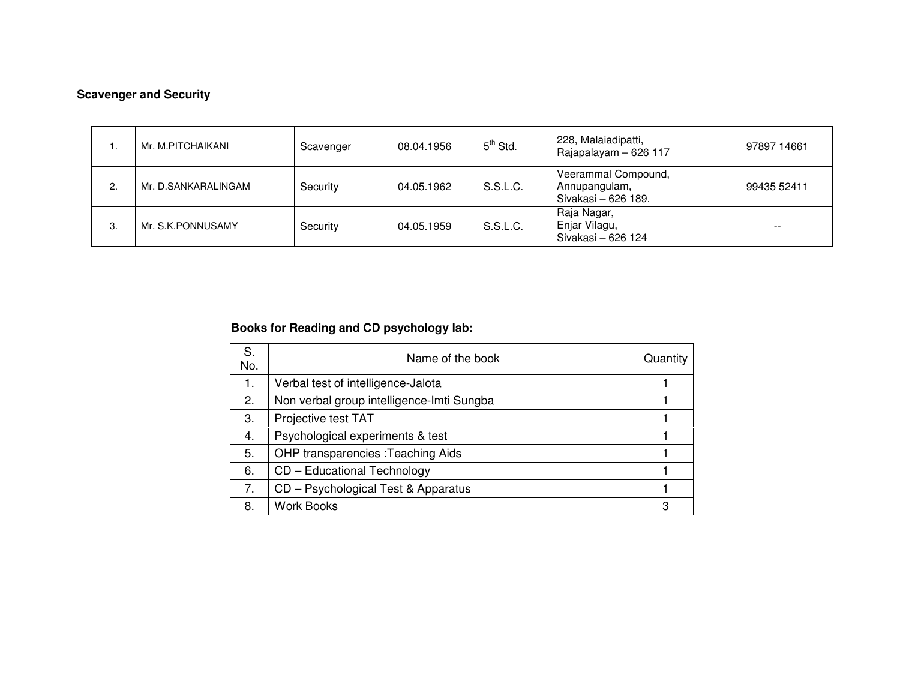**Scavenger and Security**

| | | | | | | |
|---|---|---|---|---|---|---|
| 1. | Mr. M.PITCHAIKANI | Scavenger | 08.04.1956 | $5^{th}$ Std. | 228, Malaiadipatti, Rajapalayam – 626 117 | 97897 14661 |
| 2. | Mr. D.SANKARALINGAM | Security | 04.05.1962 | S.S.L.C. | Veerammal Compound, Annupangulam, Sivakasi – 626 189. | 99435 52411 |
| 3. | Mr. S.K.PONNUSAMY | Security | 04.05.1959 | S.S.L.C. | Raja Nagar, Enjar Vilagu, Sivakasi – 626 124 | -- |

**Books for Reading and CD psychology lab:**

| S. No. | Name of the book | Quantity |
|---|---|---|
| 1. | Verbal test of intelligence-Jalota | 1 |
| 2. | Non verbal group intelligence-Imti Sungba | 1 |
| 3. | Projective test TAT | 1 |
| 4. | Psychological experiments & test | 1 |
| 5. | OHP transparencies :Teaching Aids | 1 |
| 6. | CD – Educational Technology | 1 |
| 7. | CD – Psychological Test & Apparatus | 1 |
| 8. | Work Books | 3 |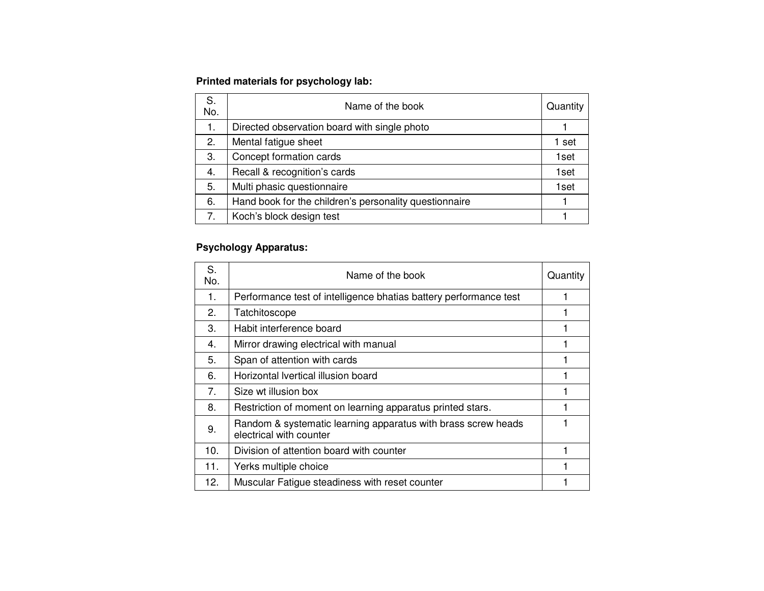**Printed materials for psychology lab:**

| S. No. | Name of the book | Quantity |
|---|---|---|
| 1. | Directed observation board with single photo | 1 |
| 2. | Mental fatigue sheet | 1 set |
| 3. | Concept formation cards | 1set |
| 4. | Recall & recognition's cards | 1set |
| 5. | Multi phasic questionnaire | 1set |
| 6. | Hand book for the children's personality questionnaire | 1 |
| 7. | Koch's block design test | 1 |

**Psychology Apparatus:**

| S. No. | Name of the book | Quantity |
|---|---|---|
| 1. | Performance test of intelligence bhatias battery performance test | 1 |
| 2. | Tatchitoscope | 1 |
| 3. | Habit interference board | 1 |
| 4. | Mirror drawing electrical with manual | 1 |
| 5. | Span of attention with cards | 1 |
| 6. | Horizontal lvertical illusion board | 1 |
| 7. | Size wt illusion box | 1 |
| 8. | Restriction of moment on learning apparatus printed stars. | 1 |
| 9. | Random & systematic learning apparatus with brass screw heads electrical with counter | 1 |
| 10. | Division of attention board with counter | 1 |
| 11. | Yerks multiple choice | 1 |
| 12. | Muscular Fatigue steadiness with reset counter | 1 |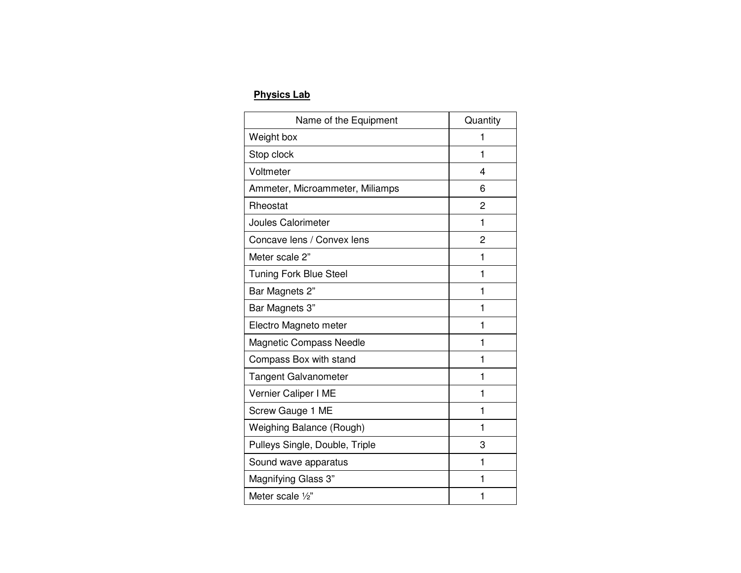**Physics Lab**

| Name of the Equipment | Quantity |
| --- | --- |
| Weight box | 1 |
| Stop clock | 1 |
| Voltmeter | 4 |
| Ammeter, Microammeter, Miliamps | 6 |
| Rheostat | 2 |
| Joules Calorimeter | 1 |
| Concave lens / Convex lens | 2 |
| Meter scale 2” | 1 |
| Tuning Fork Blue Steel | 1 |
| Bar Magnets 2” | 1 |
| Bar Magnets 3” | 1 |
| Electro Magneto meter | 1 |
| Magnetic Compass Needle | 1 |
| Compass Box with stand | 1 |
| Tangent Galvanometer | 1 |
| Vernier Caliper I ME | 1 |
| Screw Gauge 1 ME | 1 |
| Weighing Balance (Rough) | 1 |
| Pulleys Single, Double, Triple | 3 |
| Sound wave apparatus | 1 |
| Magnifying Glass 3” | 1 |
| Meter scale ½” | 1 |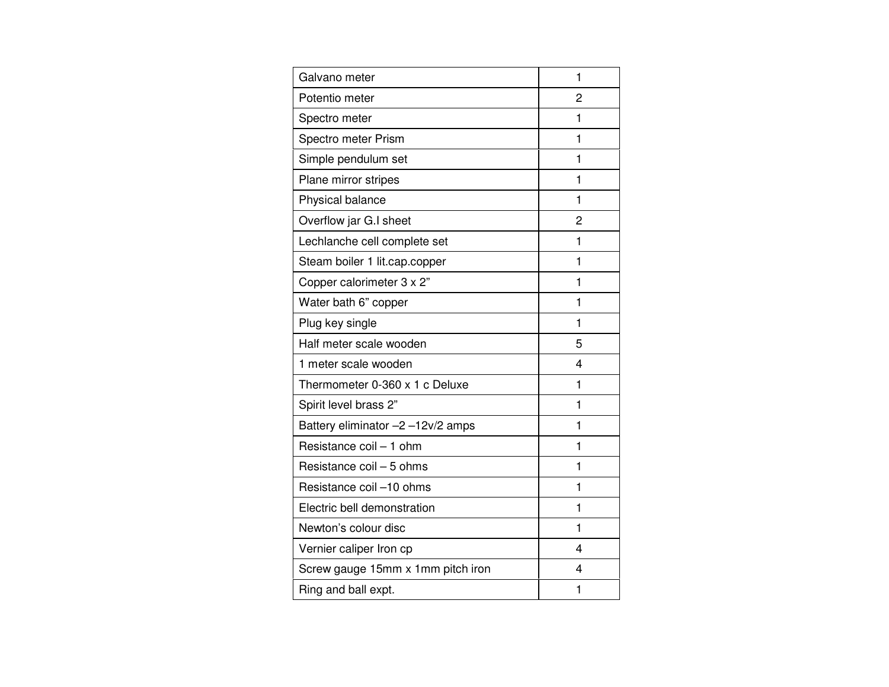| Galvano meter | 1 |
|---|---|
| Potentio meter | 2 |
| Spectro meter | 1 |
| Spectro meter Prism | 1 |
| Simple pendulum set | 1 |
| Plane mirror stripes | 1 |
| Physical balance | 1 |
| Overflow jar G.I sheet | 2 |
| Lechlanche cell complete set | 1 |
| Steam boiler 1 lit.cap.copper | 1 |
| Copper calorimeter 3 x 2” | 1 |
| Water bath 6” copper | 1 |
| Plug key single | 1 |
| Half meter scale wooden | 5 |
| 1 meter scale wooden | 4 |
| Thermometer 0-360 x 1 c Deluxe | 1 |
| Spirit level brass 2” | 1 |
| Battery eliminator –2 –12v/2 amps | 1 |
| Resistance coil – 1 ohm | 1 |
| Resistance coil – 5 ohms | 1 |
| Resistance coil –10 ohms | 1 |
| Electric bell demonstration | 1 |
| Newton’s colour disc | 1 |
| Vernier caliper Iron cp | 4 |
| Screw gauge 15mm x 1mm pitch iron | 4 |
| Ring and ball expt. | 1 |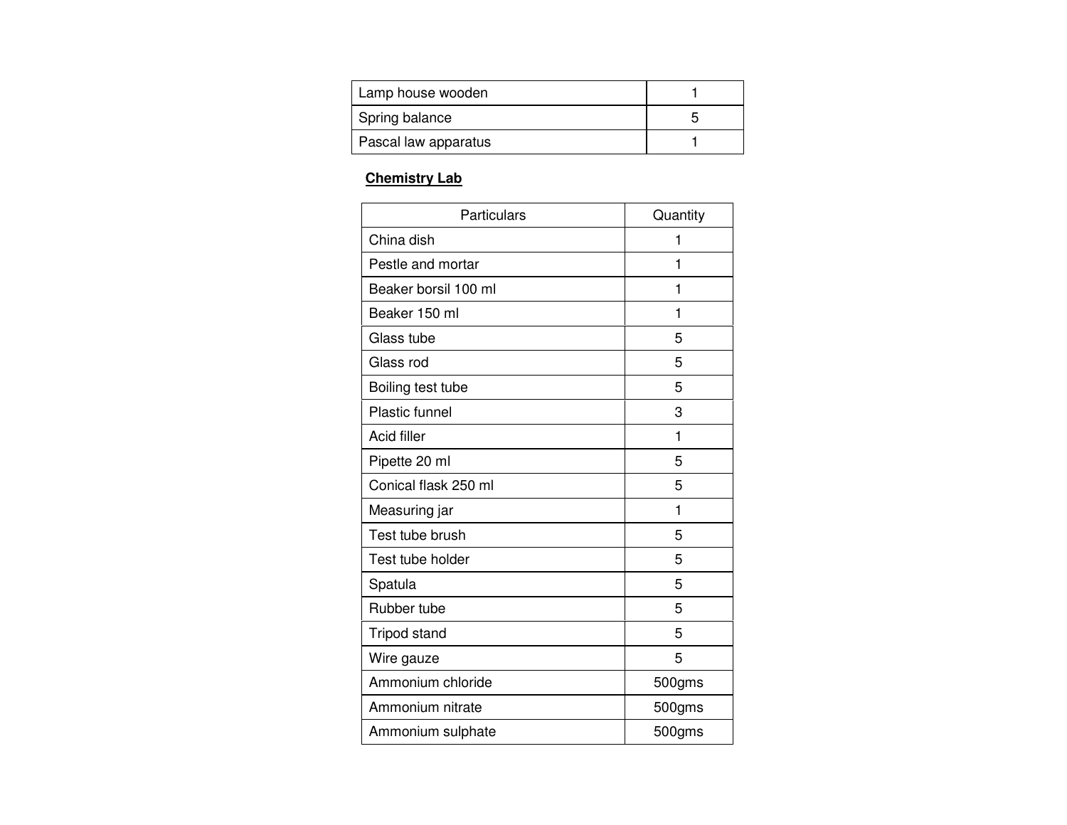| | |
|---|---|
| Lamp house wooden | 1 |
| Spring balance | 5 |
| Pascal law apparatus | 1 |

**Chemistry Lab**

| Particulars | Quantity |
|---|---|
| China dish | 1 |
| Pestle and mortar | 1 |
| Beaker borsil 100 ml | 1 |
| Beaker 150 ml | 1 |
| Glass tube | 5 |
| Glass rod | 5 |
| Boiling test tube | 5 |
| Plastic funnel | 3 |
| Acid filler | 1 |
| Pipette 20 ml | 5 |
| Conical flask 250 ml | 5 |
| Measuring jar | 1 |
| Test tube brush | 5 |
| Test tube holder | 5 |
| Spatula | 5 |
| Rubber tube | 5 |
| Tripod stand | 5 |
| Wire gauze | 5 |
| Ammonium chloride | 500gms |
| Ammonium nitrate | 500gms |
| Ammonium sulphate | 500gms |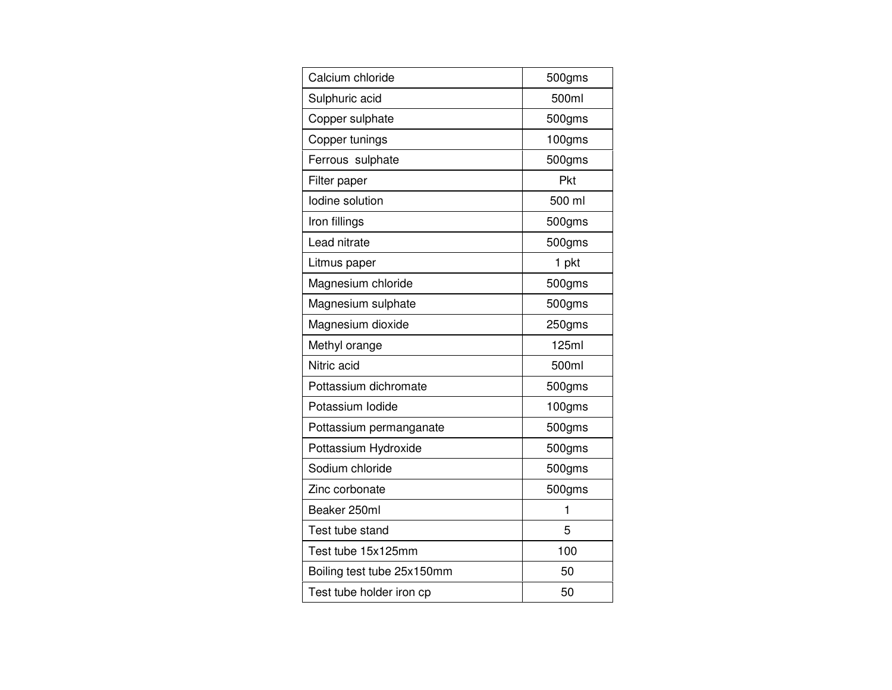| Calcium chloride | 500gms |
|---|---|
| Sulphuric acid | 500ml |
| Copper sulphate | 500gms |
| Copper tunings | 100gms |
| Ferrous  sulphate | 500gms |
| Filter paper | Pkt |
| Iodine solution | 500 ml |
| Iron fillings | 500gms |
| Lead nitrate | 500gms |
| Litmus paper | 1 pkt |
| Magnesium chloride | 500gms |
| Magnesium sulphate | 500gms |
| Magnesium dioxide | 250gms |
| Methyl orange | 125ml |
| Nitric acid | 500ml |
| Pottassium dichromate | 500gms |
| Potassium Iodide | 100gms |
| Pottassium permanganate | 500gms |
| Pottassium Hydroxide | 500gms |
| Sodium chloride | 500gms |
| Zinc corbonate | 500gms |
| Beaker 250ml | 1 |
| Test tube stand | 5 |
| Test tube 15x125mm | 100 |
| Boiling test tube 25x150mm | 50 |
| Test tube holder iron cp | 50 |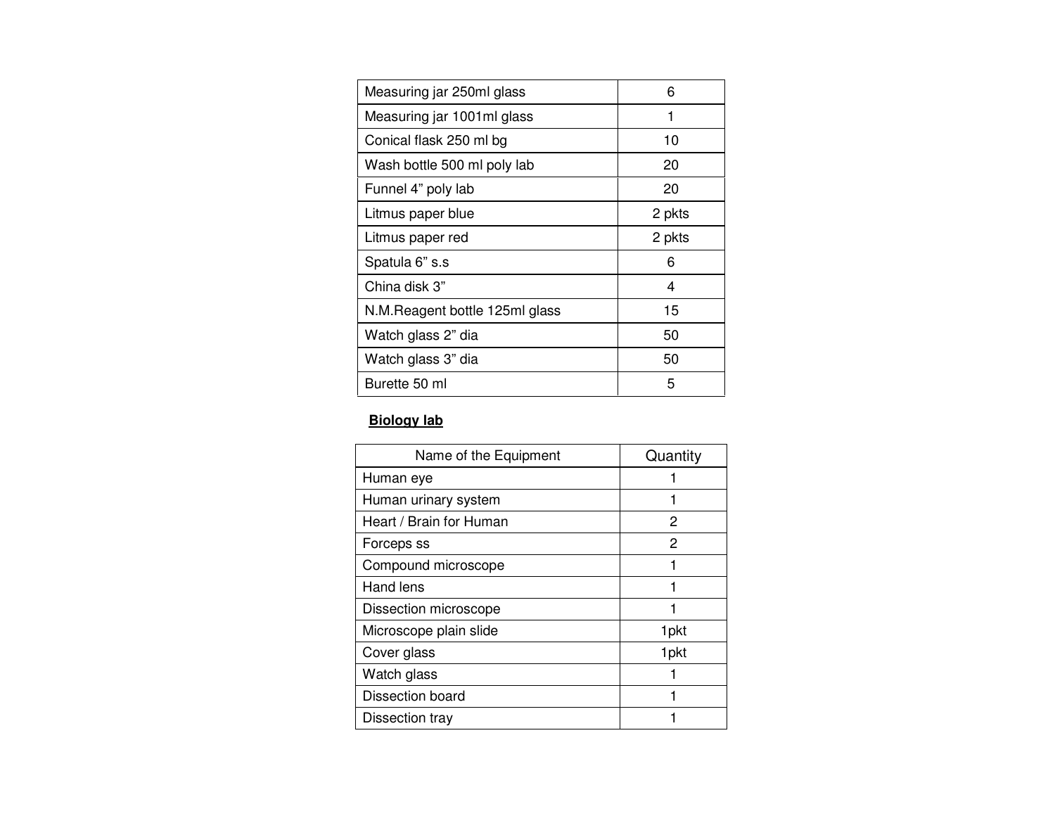| | |
|---|---|
| Measuring jar 250ml glass | 6 |
| Measuring jar 1001ml glass | 1 |
| Conical flask 250 ml bg | 10 |
| Wash bottle 500 ml poly lab | 20 |
| Funnel 4" poly lab | 20 |
| Litmus paper blue | 2 pkts |
| Litmus paper red | 2 pkts |
| Spatula 6" s.s | 6 |
| China disk 3" | 4 |
| N.M.Reagent bottle 125ml glass | 15 |
| Watch glass 2" dia | 50 |
| Watch glass 3" dia | 50 |
| Burette 50 ml | 5 |

**Biology lab**

| Name of the Equipment | Quantity |
|---|---|
| Human eye | 1 |
| Human urinary system | 1 |
| Heart / Brain for Human | 2 |
| Forceps ss | 2 |
| Compound microscope | 1 |
| Hand lens | 1 |
| Dissection microscope | 1 |
| Microscope plain slide | 1pkt |
| Cover glass | 1pkt |
| Watch glass | 1 |
| Dissection board | 1 |
| Dissection tray | 1 |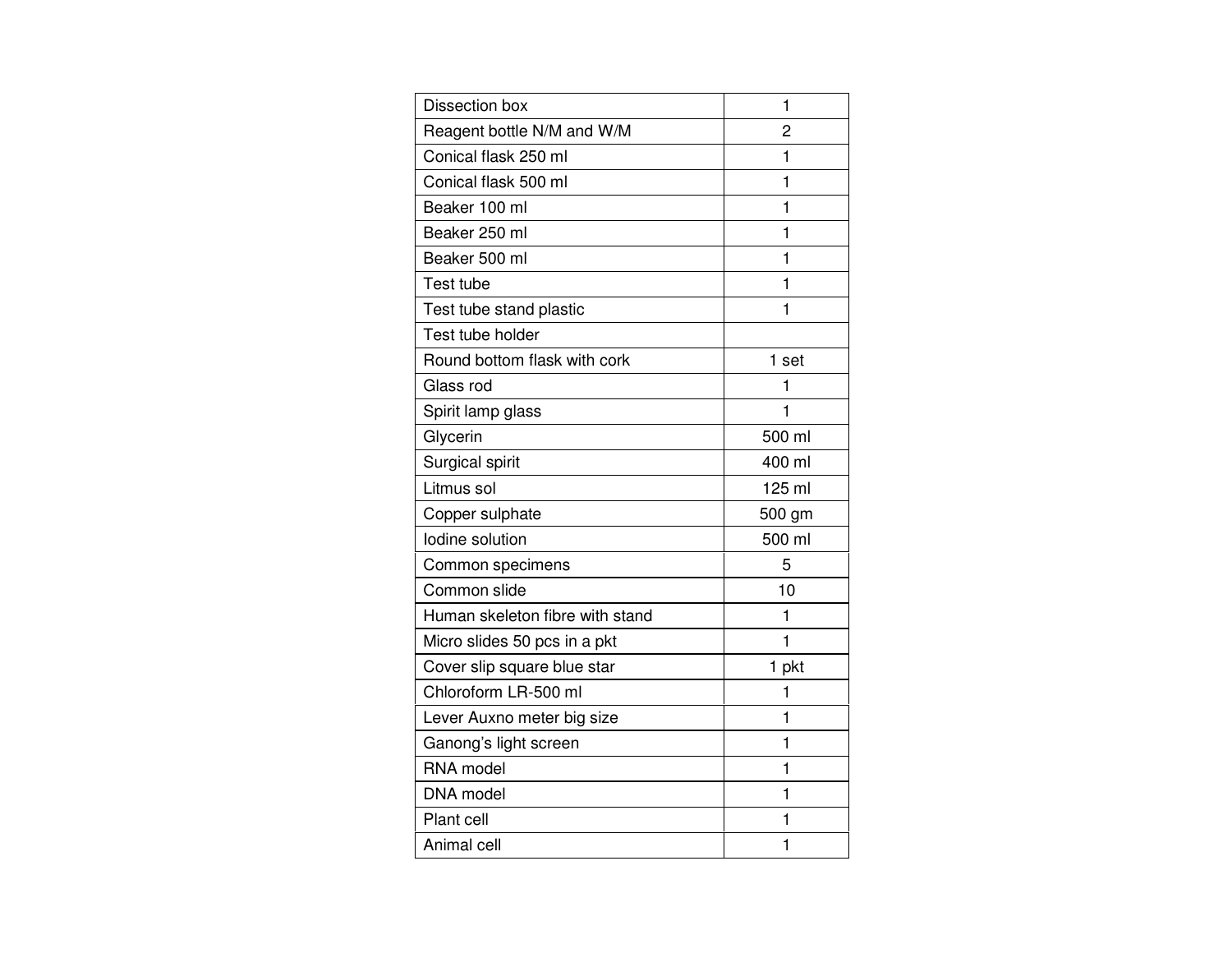| | |
|---|---|
| Dissection box | 1 |
| Reagent bottle N/M and W/M | 2 |
| Conical flask 250 ml | 1 |
| Conical flask 500 ml | 1 |
| Beaker 100 ml | 1 |
| Beaker 250 ml | 1 |
| Beaker 500 ml | 1 |
| Test tube | 1 |
| Test tube stand plastic | 1 |
| Test tube holder | |
| Round bottom flask with cork | 1 set |
| Glass rod | 1 |
| Spirit lamp glass | 1 |
| Glycerin | 500 ml |
| Surgical spirit | 400 ml |
| Litmus sol | 125 ml |
| Copper sulphate | 500 gm |
| Iodine solution | 500 ml |
| Common specimens | 5 |
| Common slide | 10 |
| Human skeleton fibre with stand | 1 |
| Micro slides 50 pcs in a pkt | 1 |
| Cover slip square blue star | 1 pkt |
| Chloroform LR-500 ml | 1 |
| Lever Auxno meter big size | 1 |
| Ganong's light screen | 1 |
| RNA model | 1 |
| DNA model | 1 |
| Plant cell | 1 |
| Animal cell | 1 |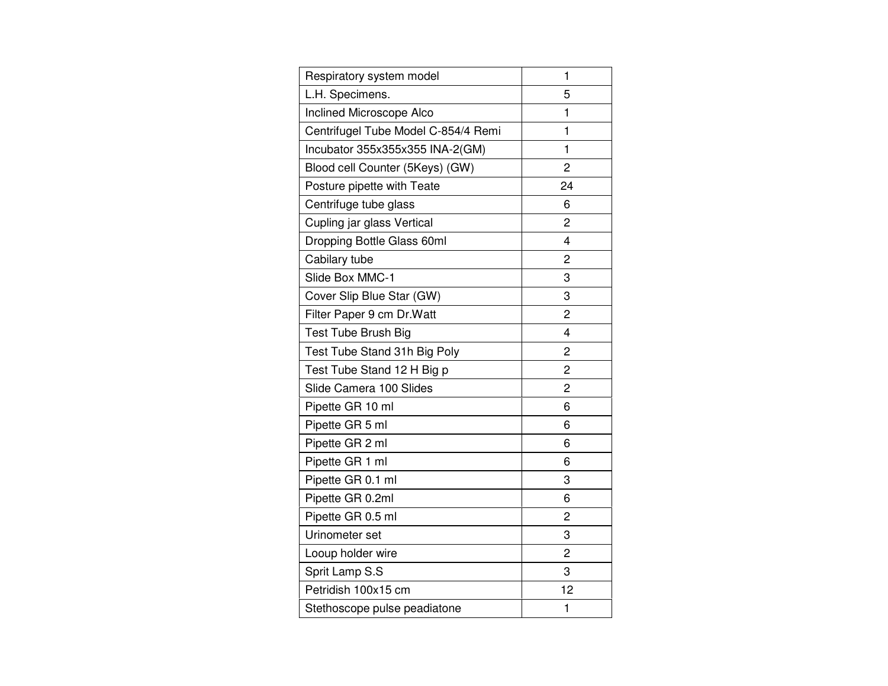| Respiratory system model | 1 |
|---|---|
| L.H. Specimens. | 5 |
| Inclined Microscope Alco | 1 |
| Centrifugel Tube Model C-854/4 Remi | 1 |
| Incubator 355x355x355 INA-2(GM) | 1 |
| Blood cell Counter (5Keys) (GW) | 2 |
| Posture pipette with Teate | 24 |
| Centrifuge tube glass | 6 |
| Cupling jar glass Vertical | 2 |
| Dropping Bottle Glass 60ml | 4 |
| Cabilary tube | 2 |
| Slide Box MMC-1 | 3 |
| Cover Slip Blue Star (GW) | 3 |
| Filter Paper 9 cm Dr.Watt | 2 |
| Test Tube Brush Big | 4 |
| Test Tube Stand 31h Big Poly | 2 |
| Test Tube Stand 12 H Big p | 2 |
| Slide Camera 100 Slides | 2 |
| Pipette GR 10 ml | 6 |
| Pipette GR 5 ml | 6 |
| Pipette GR 2 ml | 6 |
| Pipette GR 1 ml | 6 |
| Pipette GR 0.1 ml | 3 |
| Pipette GR 0.2ml | 6 |
| Pipette GR 0.5 ml | 2 |
| Urinometer set | 3 |
| Looup holder wire | 2 |
| Sprit Lamp S.S | 3 |
| Petridish 100x15 cm | 12 |
| Stethoscope pulse peadiatone | 1 |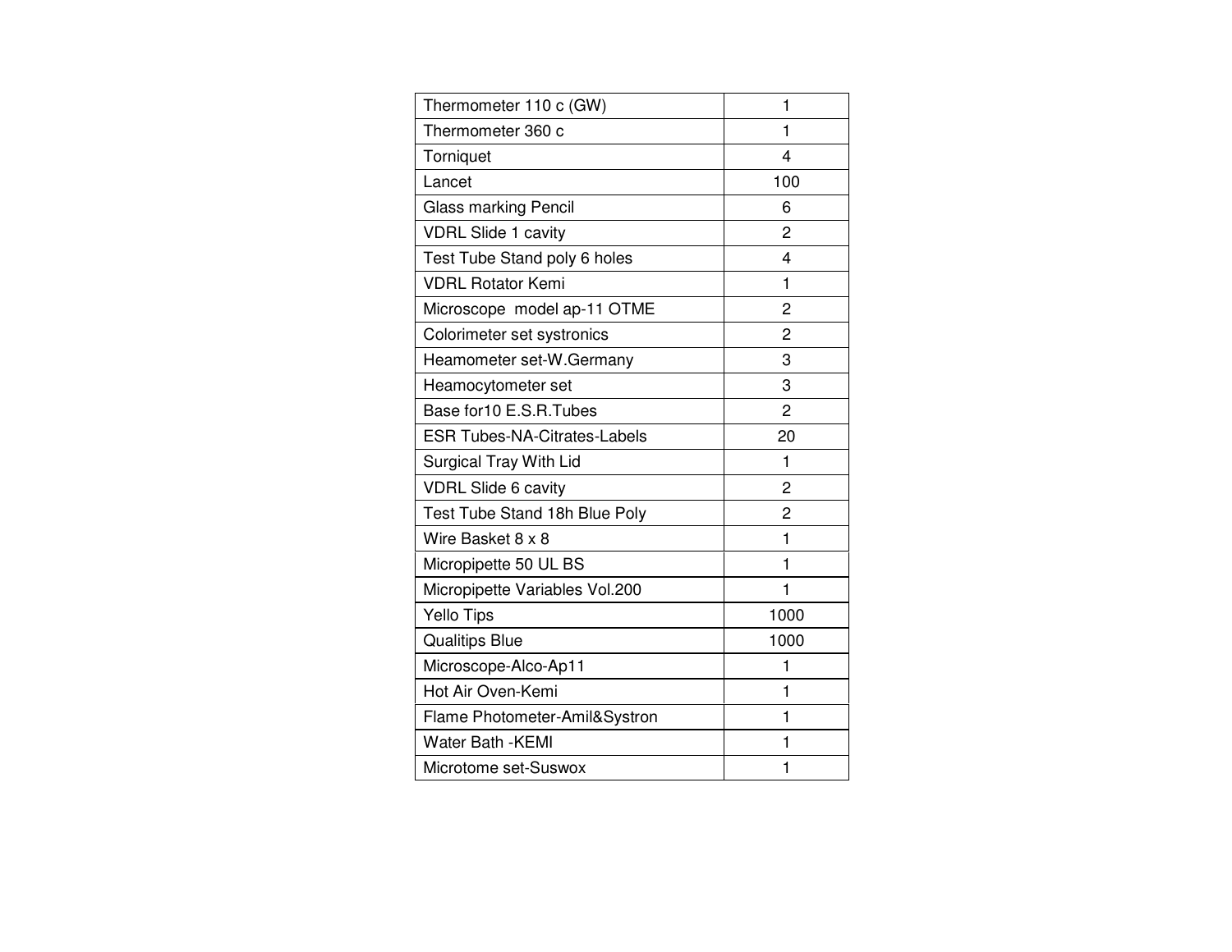| | |
|---|---|
| Thermometer 110 c (GW) | 1 |
| Thermometer 360 c | 1 |
| Torniquet | 4 |
| Lancet | 100 |
| Glass marking Pencil | 6 |
| VDRL Slide 1 cavity | 2 |
| Test Tube Stand poly 6 holes | 4 |
| VDRL Rotator Kemi | 1 |
| Microscope  model ap-11 OTME | 2 |
| Colorimeter set systronics | 2 |
| Heamometer set-W.Germany | 3 |
| Heamocytometer set | 3 |
| Base for10 E.S.R.Tubes | 2 |
| ESR Tubes-NA-Citrates-Labels | 20 |
| Surgical Tray With Lid | 1 |
| VDRL Slide 6 cavity | 2 |
| Test Tube Stand 18h Blue Poly | 2 |
| Wire Basket 8 x 8 | 1 |
| Micropipette 50 UL BS | 1 |
| Micropipette Variables Vol.200 | 1 |
| Yello Tips | 1000 |
| Qualitips Blue | 1000 |
| Microscope-Alco-Ap11 | 1 |
| Hot Air Oven-Kemi | 1 |
| Flame Photometer-Amil&Systron | 1 |
| Water Bath -KEMI | 1 |
| Microtome set-Suswox | 1 |